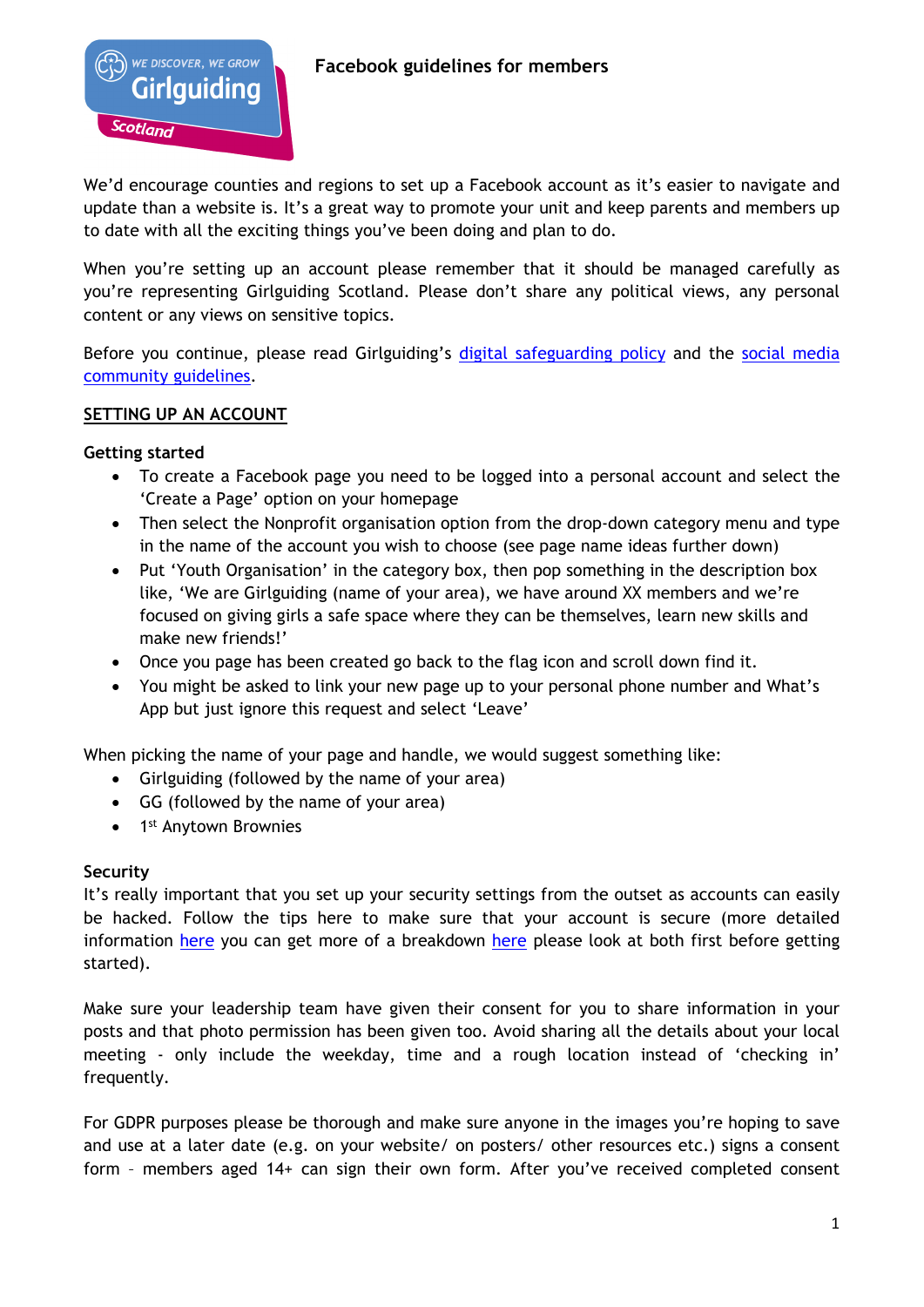# Facebook guidelines for members

We'd encourage counties and regions to set up a Facebook account as it's easier to navigate and update than a website is. It's a great way to promote your unit and keep parents and members up to date with all the exciting things you've been doing and plan to do.

When you're setting up an account please remember that it should be managed carefully as you're representing Girlguiding Scotland. Please don't share any political views, any personal content or any views on sensitive topics.

Before you continue, please read Girlguiding's [digital safeguarding policy]() and the [social media community guidelines]().

## SETTING UP AN ACCOUNT

**Getting started**

- To create a Facebook page you need to be logged into a personal account and select the 'Create a Page' option on your homepage
- Then select the Nonprofit organisation option from the drop-down category menu and type in the name of the account you wish to choose (see page name ideas further down)
- Put 'Youth Organisation' in the category box, then pop something in the description box like, 'We are Girlguiding (name of your area), we have around XX members and we're focused on giving girls a safe space where they can be themselves, learn new skills and make new friends!'
- Once you page has been created go back to the flag icon and scroll down find it.
- You might be asked to link your new page up to your personal phone number and What's App but just ignore this request and select 'Leave'

When picking the name of your page and handle, we would suggest something like:

- Girlguiding (followed by the name of your area)
- GG (followed by the name of your area)
- 1st Anytown Brownies

**Security**

It's really important that you set up your security settings from the outset as accounts can easily be hacked. Follow the tips here to make sure that your account is secure (more detailed information [here]() you can get more of a breakdown [here]() please look at both first before getting started).

Make sure your leadership team have given their consent for you to share information in your posts and that photo permission has been given too. Avoid sharing all the details about your local meeting - only include the weekday, time and a rough location instead of 'checking in' frequently.

For GDPR purposes please be thorough and make sure anyone in the images you're hoping to save and use at a later date (e.g. on your website/ on posters/ other resources etc.) signs a consent form – members aged 14+ can sign their own form. After you've received completed consent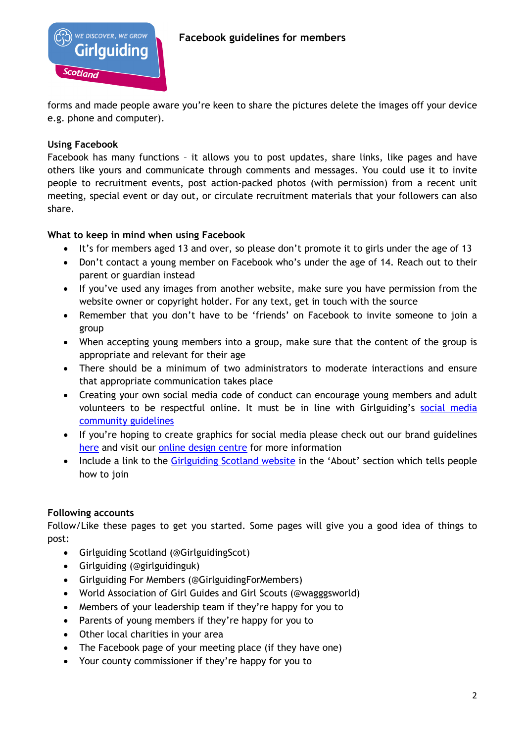forms and made people aware you're keen to share the pictures delete the images off your device e.g. phone and computer).

**Using Facebook**

Facebook has many functions – it allows you to post updates, share links, like pages and have others like yours and communicate through comments and messages. You could use it to invite people to recruitment events, post action-packed photos (with permission) from a recent unit meeting, special event or day out, or circulate recruitment materials that your followers can also share.

**What to keep in mind when using Facebook**

- It's for members aged 13 and over, so please don't promote it to girls under the age of 13
- Don't contact a young member on Facebook who's under the age of 14. Reach out to their parent or guardian instead
- If you've used any images from another website, make sure you have permission from the website owner or copyright holder. For any text, get in touch with the source
- Remember that you don't have to be 'friends' on Facebook to invite someone to join a group
- When accepting young members into a group, make sure that the content of the group is appropriate and relevant for their age
- There should be a minimum of two administrators to moderate interactions and ensure that appropriate communication takes place
- Creating your own social media code of conduct can encourage young members and adult volunteers to be respectful online. It must be in line with Girlguiding's social media community guidelines
- If you're hoping to create graphics for social media please check out our brand guidelines here and visit our online design centre for more information
- Include a link to the Girlguiding Scotland website in the 'About' section which tells people how to join

**Following accounts**

Follow/Like these pages to get you started. Some pages will give you a good idea of things to post:

- Girlguiding Scotland (@GirlguidingScot)
- Girlguiding (@girlguidinguk)
- Girlguiding For Members (@GirlguidingForMembers)
- World Association of Girl Guides and Girl Scouts (@wagggsworld)
- Members of your leadership team if they're happy for you to
- Parents of young members if they're happy for you to
- Other local charities in your area
- The Facebook page of your meeting place (if they have one)
- Your county commissioner if they're happy for you to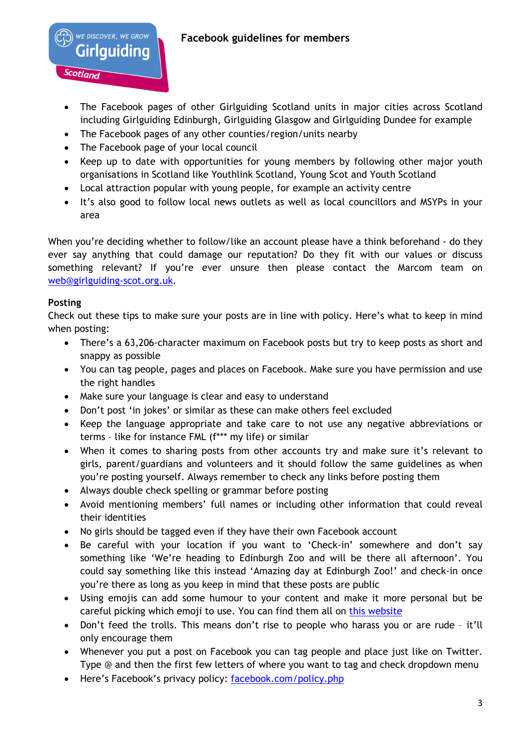- The Facebook pages of other Girlguiding Scotland units in major cities across Scotland including Girlguiding Edinburgh, Girlguiding Glasgow and Girlguiding Dundee for example
- The Facebook pages of any other counties/region/units nearby
- The Facebook page of your local council
- Keep up to date with opportunities for young members by following other major youth organisations in Scotland like Youthlink Scotland, Young Scot and Youth Scotland
- Local attraction popular with young people, for example an activity centre
- It's also good to follow local news outlets as well as local councillors and MSYPs in your area

When you're deciding whether to follow/like an account please have a think beforehand - do they ever say anything that could damage our reputation? Do they fit with our values or discuss something relevant? If you're ever unsure then please contact the Marcom team on web@girlguiding-scot.org.uk.

**Posting**

Check out these tips to make sure your posts are in line with policy. Here's what to keep in mind when posting:

- There's a 63,206-character maximum on Facebook posts but try to keep posts as short and snappy as possible
- You can tag people, pages and places on Facebook. Make sure you have permission and use the right handles
- Make sure your language is clear and easy to understand
- Don't post 'in jokes' or similar as these can make others feel excluded
- Keep the language appropriate and take care to not use any negative abbreviations or terms – like for instance FML (f*** my life) or similar
- When it comes to sharing posts from other accounts try and make sure it's relevant to girls, parent/guardians and volunteers and it should follow the same guidelines as when you're posting yourself. Always remember to check any links before posting them
- Always double check spelling or grammar before posting
- Avoid mentioning members' full names or including other information that could reveal their identities
- No girls should be tagged even if they have their own Facebook account
- Be careful with your location if you want to 'Check-in' somewhere and don't say something like 'We're heading to Edinburgh Zoo and will be there all afternoon'. You could say something like this instead 'Amazing day at Edinburgh Zoo!' and check-in once you're there as long as you keep in mind that these posts are public
- Using emojis can add some humour to your content and make it more personal but be careful picking which emoji to use. You can find them all on this website
- Don't feed the trolls. This means don't rise to people who harass you or are rude – it'll only encourage them
- Whenever you put a post on Facebook you can tag people and place just like on Twitter. Type @ and then the first few letters of where you want to tag and check dropdown menu
- Here's Facebook's privacy policy: facebook.com/policy.php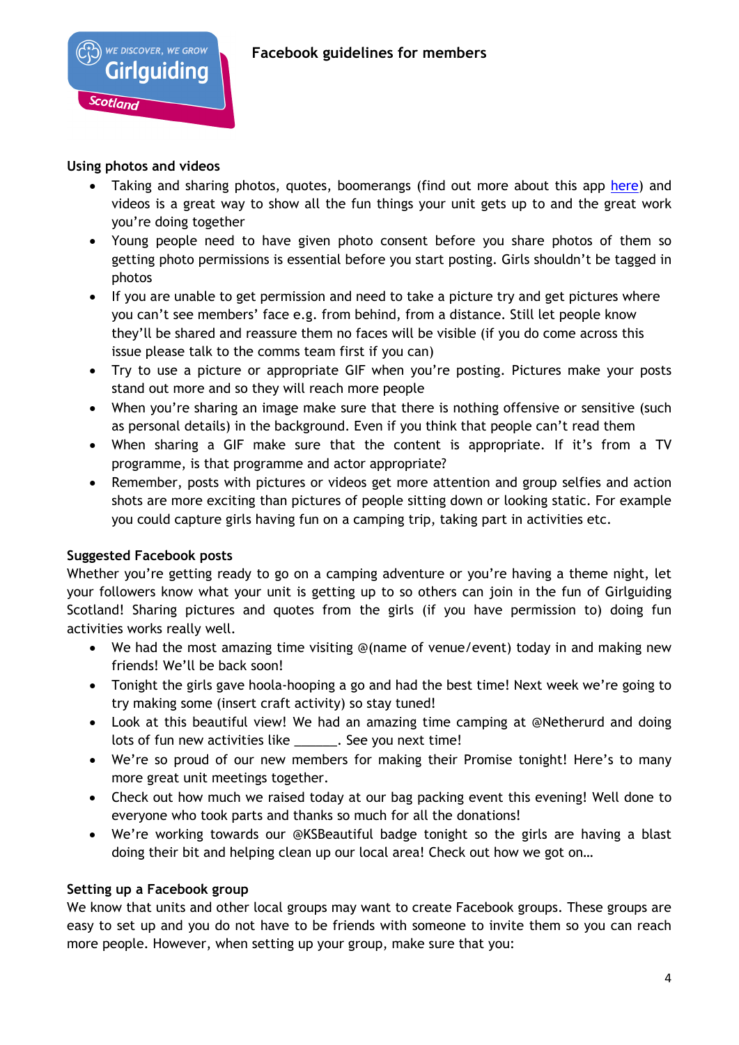**Facebook guidelines for members**

**Using photos and videos**

- Taking and sharing photos, quotes, boomerangs (find out more about this app here) and videos is a great way to show all the fun things your unit gets up to and the great work you're doing together
- Young people need to have given photo consent before you share photos of them so getting photo permissions is essential before you start posting. Girls shouldn't be tagged in photos
- If you are unable to get permission and need to take a picture try and get pictures where you can't see members' face e.g. from behind, from a distance. Still let people know they'll be shared and reassure them no faces will be visible (if you do come across this issue please talk to the comms team first if you can)
- Try to use a picture or appropriate GIF when you're posting. Pictures make your posts stand out more and so they will reach more people
- When you're sharing an image make sure that there is nothing offensive or sensitive (such as personal details) in the background. Even if you think that people can't read them
- When sharing a GIF make sure that the content is appropriate. If it's from a TV programme, is that programme and actor appropriate?
- Remember, posts with pictures or videos get more attention and group selfies and action shots are more exciting than pictures of people sitting down or looking static. For example you could capture girls having fun on a camping trip, taking part in activities etc.

**Suggested Facebook posts**

Whether you're getting ready to go on a camping adventure or you're having a theme night, let your followers know what your unit is getting up to so others can join in the fun of Girlguiding Scotland! Sharing pictures and quotes from the girls (if you have permission to) doing fun activities works really well.

- We had the most amazing time visiting @(name of venue/event) today in and making new friends! We'll be back soon!
- Tonight the girls gave hoola-hooping a go and had the best time! Next week we're going to try making some (insert craft activity) so stay tuned!
- Look at this beautiful view! We had an amazing time camping at @Netherurd and doing lots of fun new activities like ______. See you next time!
- We're so proud of our new members for making their Promise tonight! Here's to many more great unit meetings together.
- Check out how much we raised today at our bag packing event this evening! Well done to everyone who took parts and thanks so much for all the donations!
- We're working towards our @KSBeautiful badge tonight so the girls are having a blast doing their bit and helping clean up our local area! Check out how we got on…

**Setting up a Facebook group**

We know that units and other local groups may want to create Facebook groups. These groups are easy to set up and you do not have to be friends with someone to invite them so you can reach more people. However, when setting up your group, make sure that you: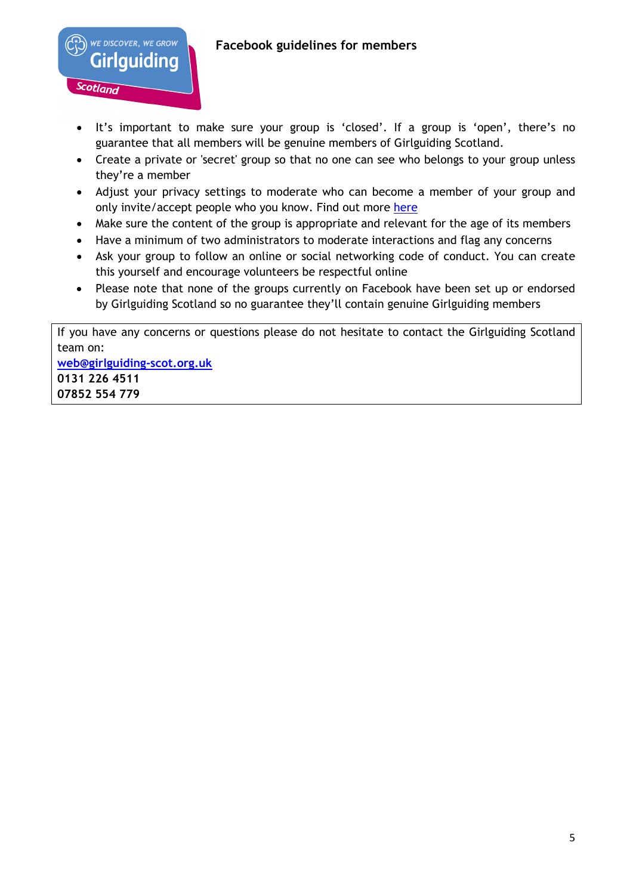**Facebook guidelines for members**

- It's important to make sure your group is 'closed'. If a group is 'open', there's no guarantee that all members will be genuine members of Girlguiding Scotland.
- Create a private or 'secret' group so that no one can see who belongs to your group unless they're a member
- Adjust your privacy settings to moderate who can become a member of your group and only invite/accept people who you know. Find out more here
- Make sure the content of the group is appropriate and relevant for the age of its members
- Have a minimum of two administrators to moderate interactions and flag any concerns
- Ask your group to follow an online or social networking code of conduct. You can create this yourself and encourage volunteers be respectful online
- Please note that none of the groups currently on Facebook have been set up or endorsed by Girlguiding Scotland so no guarantee they'll contain genuine Girlguiding members

If you have any concerns or questions please do not hesitate to contact the Girlguiding Scotland team on:
**web@girlguiding-scot.org.uk**
**0131 226 4511**
**07852 554 779**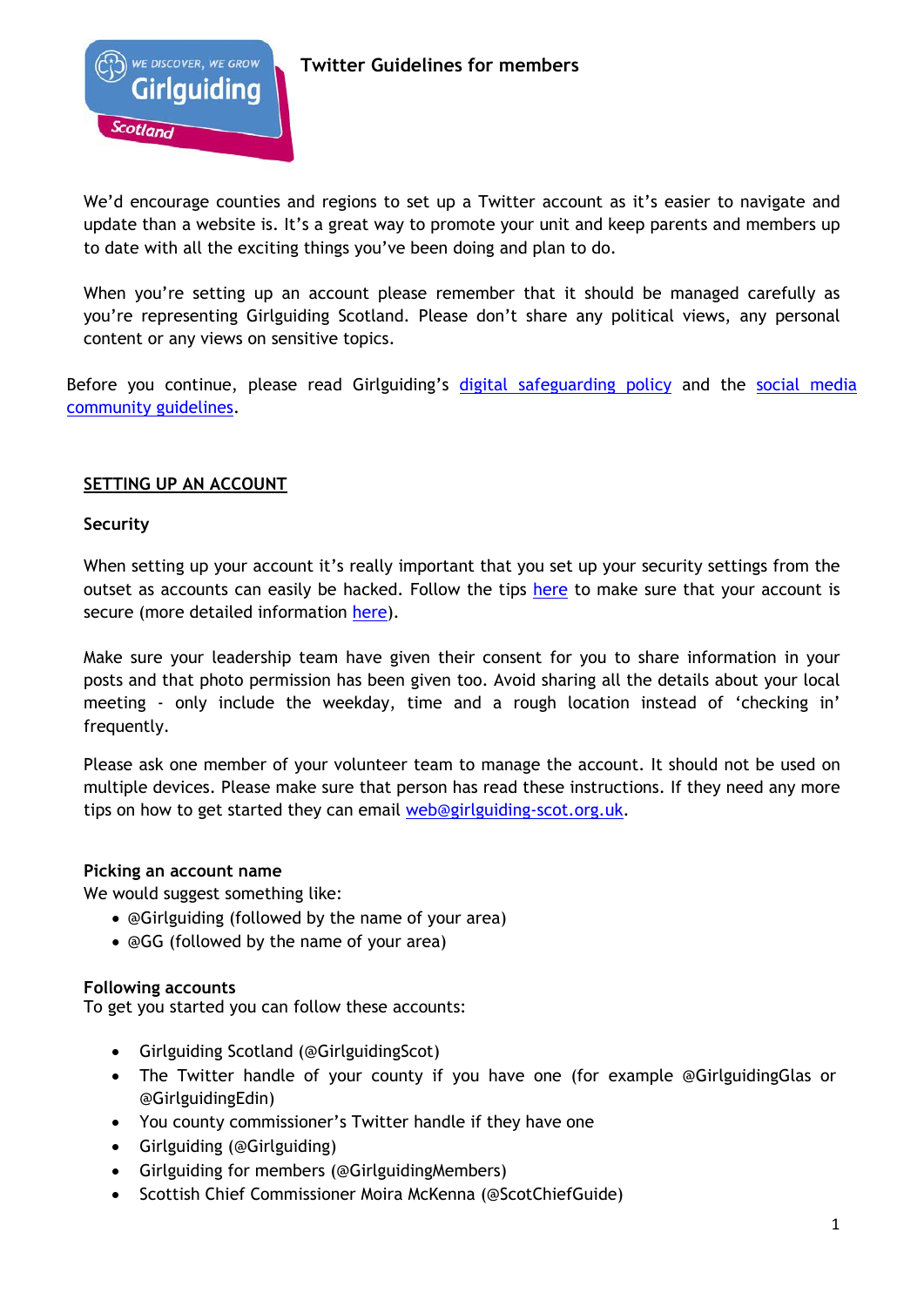# Twitter Guidelines for members

We'd encourage counties and regions to set up a Twitter account as it's easier to navigate and update than a website is. It's a great way to promote your unit and keep parents and members up to date with all the exciting things you've been doing and plan to do.

When you're setting up an account please remember that it should be managed carefully as you're representing Girlguiding Scotland. Please don't share any political views, any personal content or any views on sensitive topics.

Before you continue, please read Girlguiding's digital safeguarding policy and the social media community guidelines.

## SETTING UP AN ACCOUNT

### Security

When setting up your account it's really important that you set up your security settings from the outset as accounts can easily be hacked. Follow the tips here to make sure that your account is secure (more detailed information here).

Make sure your leadership team have given their consent for you to share information in your posts and that photo permission has been given too. Avoid sharing all the details about your local meeting - only include the weekday, time and a rough location instead of 'checking in' frequently.

Please ask one member of your volunteer team to manage the account. It should not be used on multiple devices. Please make sure that person has read these instructions. If they need any more tips on how to get started they can email web@girlguiding-scot.org.uk.

### Picking an account name

We would suggest something like:

- @Girlguiding (followed by the name of your area)
- @GG (followed by the name of your area)

### Following accounts

To get you started you can follow these accounts:

- Girlguiding Scotland (@GirlguidingScot)
- The Twitter handle of your county if you have one (for example @GirlguidingGlas or @GirlguidingEdin)
- You county commissioner's Twitter handle if they have one
- Girlguiding (@Girlguiding)
- Girlguiding for members (@GirlguidingMembers)
- Scottish Chief Commissioner Moira McKenna (@ScotChiefGuide)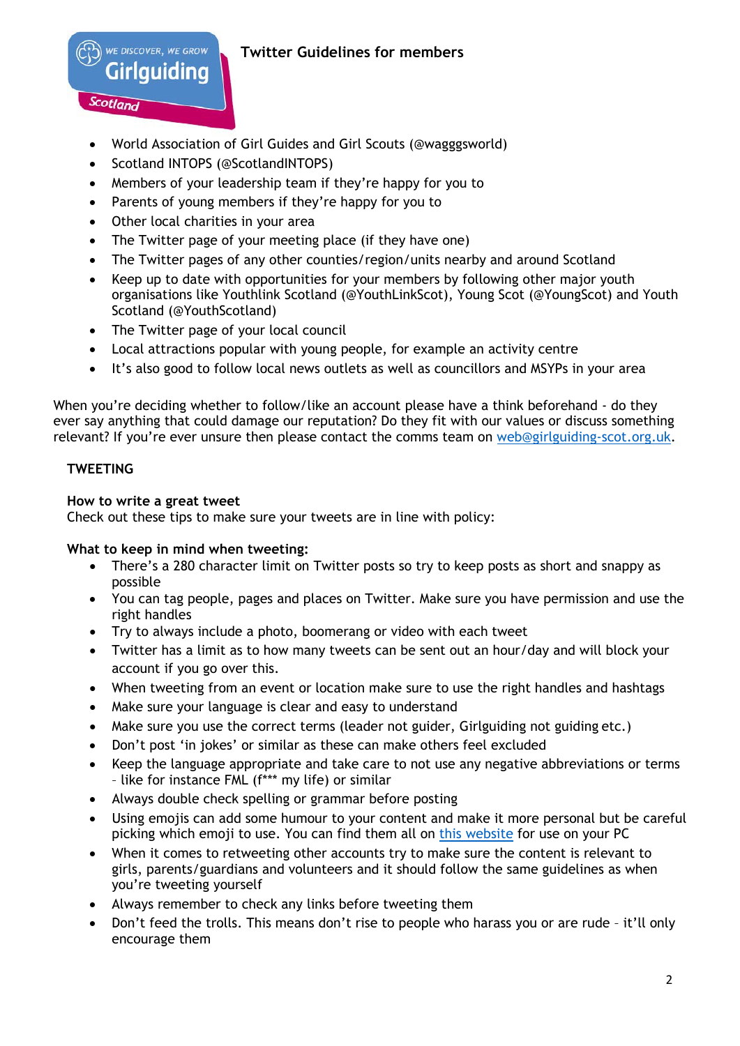Twitter Guidelines for members

- World Association of Girl Guides and Girl Scouts (@wagggsworld)
- Scotland INTOPS (@ScotlandINTOPS)
- Members of your leadership team if they're happy for you to
- Parents of young members if they're happy for you to
- Other local charities in your area
- The Twitter page of your meeting place (if they have one)
- The Twitter pages of any other counties/region/units nearby and around Scotland
- Keep up to date with opportunities for your members by following other major youth organisations like Youthlink Scotland (@YouthLinkScot), Young Scot (@YoungScot) and Youth Scotland (@YouthScotland)
- The Twitter page of your local council
- Local attractions popular with young people, for example an activity centre
- It's also good to follow local news outlets as well as councillors and MSYPs in your area

When you're deciding whether to follow/like an account please have a think beforehand - do they ever say anything that could damage our reputation? Do they fit with our values or discuss something relevant? If you're ever unsure then please contact the comms team on web@girlguiding-scot.org.uk.

## TWEETING

### How to write a great tweet

Check out these tips to make sure your tweets are in line with policy:

**What to keep in mind when tweeting:**

- There's a 280 character limit on Twitter posts so try to keep posts as short and snappy as possible
- You can tag people, pages and places on Twitter. Make sure you have permission and use the right handles
- Try to always include a photo, boomerang or video with each tweet
- Twitter has a limit as to how many tweets can be sent out an hour/day and will block your account if you go over this.
- When tweeting from an event or location make sure to use the right handles and hashtags
- Make sure your language is clear and easy to understand
- Make sure you use the correct terms (leader not guider, Girlguiding not guiding etc.)
- Don't post 'in jokes' or similar as these can make others feel excluded
- Keep the language appropriate and take care to not use any negative abbreviations or terms – like for instance FML (f*** my life) or similar
- Always double check spelling or grammar before posting
- Using emojis can add some humour to your content and make it more personal but be careful picking which emoji to use. You can find them all on this website for use on your PC
- When it comes to retweeting other accounts try to make sure the content is relevant to girls, parents/guardians and volunteers and it should follow the same guidelines as when you're tweeting yourself
- Always remember to check any links before tweeting them
- Don't feed the trolls. This means don't rise to people who harass you or are rude – it'll only encourage them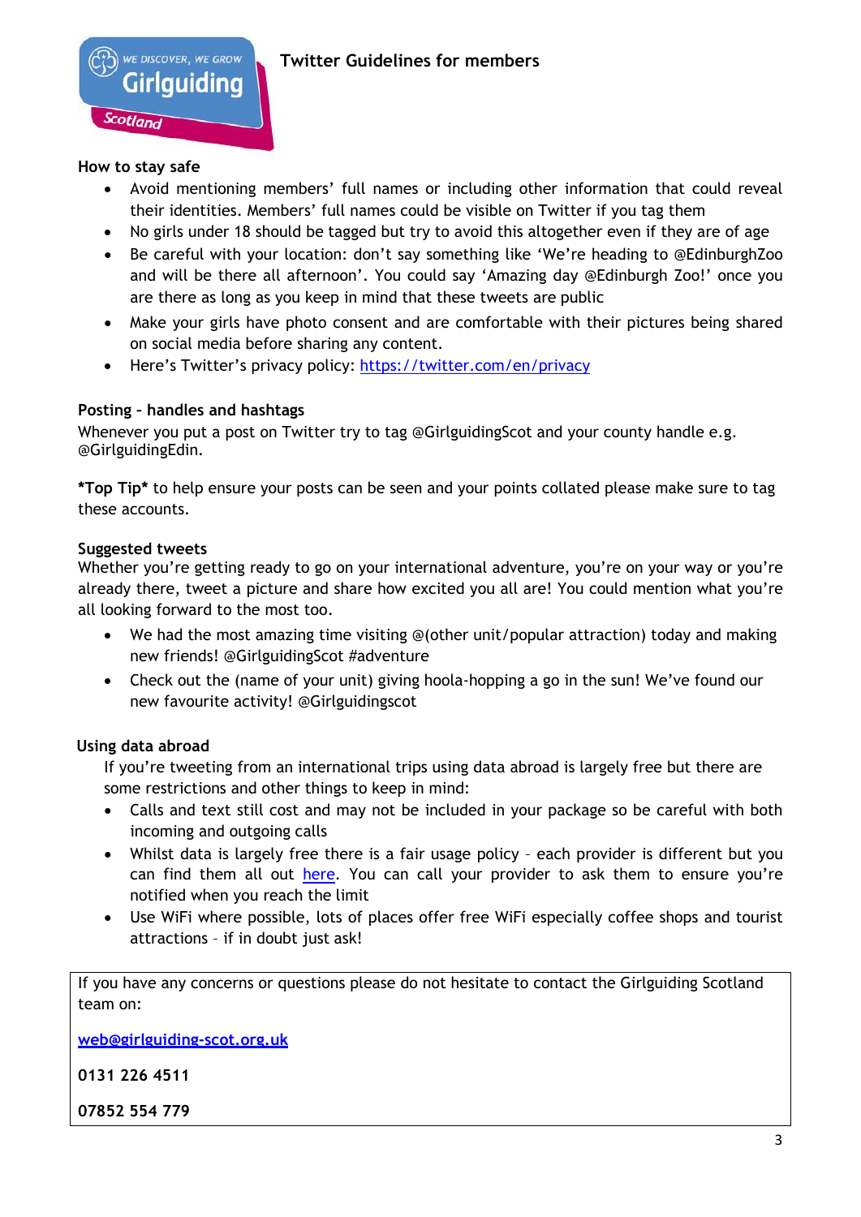WE DISCOVER, WE GROW
Girlguiding
Scotland

# Twitter Guidelines for members

## How to stay safe

- Avoid mentioning members' full names or including other information that could reveal their identities. Members' full names could be visible on Twitter if you tag them
- No girls under 18 should be tagged but try to avoid this altogether even if they are of age
- Be careful with your location: don't say something like 'We're heading to @EdinburghZoo and will be there all afternoon'. You could say 'Amazing day @Edinburgh Zoo!' once you are there as long as you keep in mind that these tweets are public
- Make your girls have photo consent and are comfortable with their pictures being shared on social media before sharing any content.
- Here's Twitter's privacy policy: [https://twitter.com/en/privacy](https://twitter.com/en/privacy)

## Posting – handles and hashtags

Whenever you put a post on Twitter try to tag @GirlguidingScot and your county handle e.g. @GirlguidingEdin.

***Top Tip*** to help ensure your posts can be seen and your points collated please make sure to tag these accounts.

## Suggested tweets

Whether you're getting ready to go on your international adventure, you're on your way or you're already there, tweet a picture and share how excited you all are! You could mention what you're all looking forward to the most too.

- We had the most amazing time visiting @(other unit/popular attraction) today and making new friends! @GirlguidingScot #adventure
- Check out the (name of your unit) giving hoola-hopping a go in the sun! We've found our new favourite activity! @Girlguidingscot

## Using data abroad

If you're tweeting from an international trips using data abroad is largely free but there are some restrictions and other things to keep in mind:

- Calls and text still cost and may not be included in your package so be careful with both incoming and outgoing calls
- Whilst data is largely free there is a fair usage policy – each provider is different but you can find them all out here. You can call your provider to ask them to ensure you're notified when you reach the limit
- Use WiFi where possible, lots of places offer free WiFi especially coffee shops and tourist attractions – if in doubt just ask!

If you have any concerns or questions please do not hesitate to contact the Girlguiding Scotland team on:

**web@girlguiding-scot.org.uk**

**0131 226 4511**

**07852 554 779**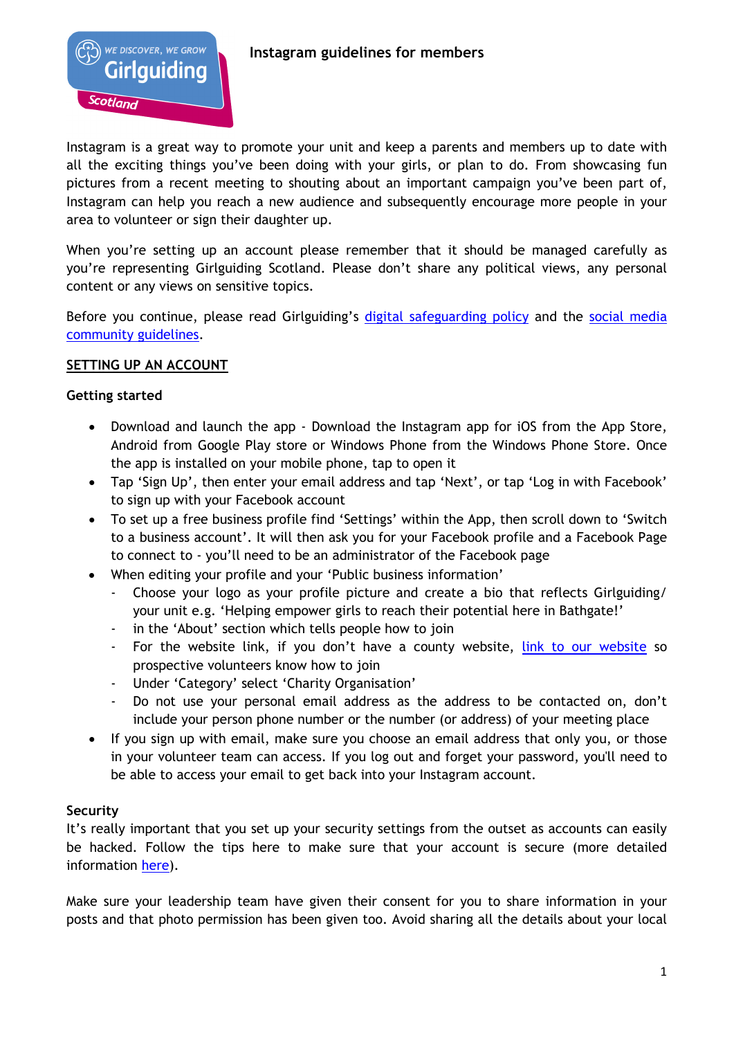# Instagram guidelines for members

Instagram is a great way to promote your unit and keep a parents and members up to date with all the exciting things you've been doing with your girls, or plan to do. From showcasing fun pictures from a recent meeting to shouting about an important campaign you've been part of, Instagram can help you reach a new audience and subsequently encourage more people in your area to volunteer or sign their daughter up.

When you're setting up an account please remember that it should be managed carefully as you're representing Girlguiding Scotland. Please don't share any political views, any personal content or any views on sensitive topics.

Before you continue, please read Girlguiding's digital safeguarding policy and the social media community guidelines.

## SETTING UP AN ACCOUNT

### Getting started

- Download and launch the app - Download the Instagram app for iOS from the App Store, Android from Google Play store or Windows Phone from the Windows Phone Store. Once the app is installed on your mobile phone, tap to open it
- Tap 'Sign Up', then enter your email address and tap 'Next', or tap 'Log in with Facebook' to sign up with your Facebook account
- To set up a free business profile find 'Settings' within the App, then scroll down to 'Switch to a business account'. It will then ask you for your Facebook profile and a Facebook Page to connect to - you'll need to be an administrator of the Facebook page
- When editing your profile and your 'Public business information'
  - Choose your logo as your profile picture and create a bio that reflects Girlguiding/ your unit e.g. 'Helping empower girls to reach their potential here in Bathgate!'
  - in the 'About' section which tells people how to join
  - For the website link, if you don't have a county website, link to our website so prospective volunteers know how to join
  - Under 'Category' select 'Charity Organisation'
  - Do not use your personal email address as the address to be contacted on, don't include your person phone number or the number (or address) of your meeting place
- If you sign up with email, make sure you choose an email address that only you, or those in your volunteer team can access. If you log out and forget your password, you'll need to be able to access your email to get back into your Instagram account.

### Security

It's really important that you set up your security settings from the outset as accounts can easily be hacked. Follow the tips here to make sure that your account is secure (more detailed information here).

Make sure your leadership team have given their consent for you to share information in your posts and that photo permission has been given too. Avoid sharing all the details about your local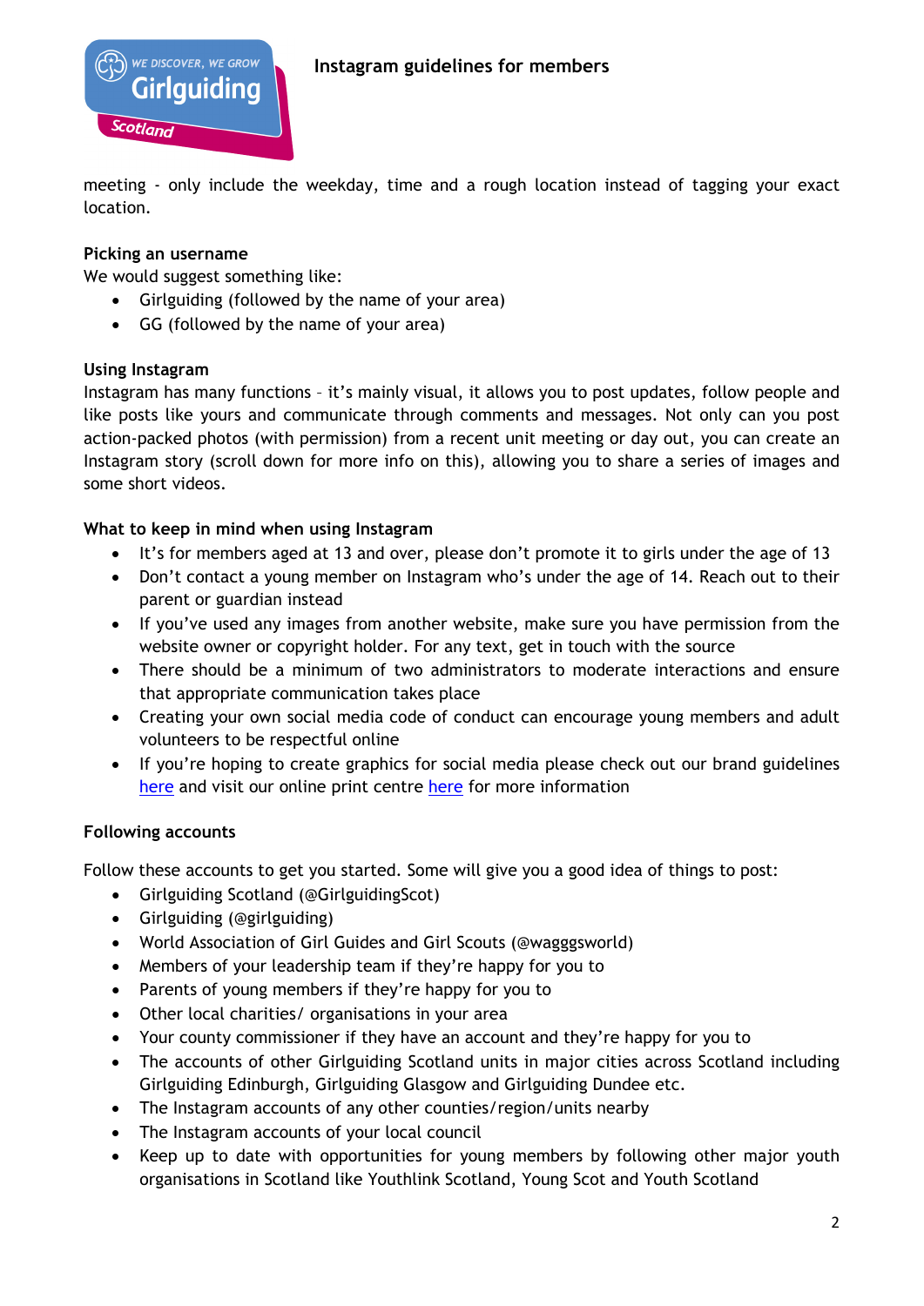meeting - only include the weekday, time and a rough location instead of tagging your exact location.

**Picking an username**

We would suggest something like:

- Girlguiding (followed by the name of your area)
- GG (followed by the name of your area)

**Using Instagram**

Instagram has many functions – it's mainly visual, it allows you to post updates, follow people and like posts like yours and communicate through comments and messages. Not only can you post action-packed photos (with permission) from a recent unit meeting or day out, you can create an Instagram story (scroll down for more info on this), allowing you to share a series of images and some short videos.

**What to keep in mind when using Instagram**

- It's for members aged at 13 and over, please don't promote it to girls under the age of 13
- Don't contact a young member on Instagram who's under the age of 14. Reach out to their parent or guardian instead
- If you've used any images from another website, make sure you have permission from the website owner or copyright holder. For any text, get in touch with the source
- There should be a minimum of two administrators to moderate interactions and ensure that appropriate communication takes place
- Creating your own social media code of conduct can encourage young members and adult volunteers to be respectful online
- If you're hoping to create graphics for social media please check out our brand guidelines here and visit our online print centre here for more information

**Following accounts**

Follow these accounts to get you started. Some will give you a good idea of things to post:

- Girlguiding Scotland (@GirlguidingScot)
- Girlguiding (@girlguiding)
- World Association of Girl Guides and Girl Scouts (@wagggsworld)
- Members of your leadership team if they're happy for you to
- Parents of young members if they're happy for you to
- Other local charities/ organisations in your area
- Your county commissioner if they have an account and they're happy for you to
- The accounts of other Girlguiding Scotland units in major cities across Scotland including Girlguiding Edinburgh, Girlguiding Glasgow and Girlguiding Dundee etc.
- The Instagram accounts of any other counties/region/units nearby
- The Instagram accounts of your local council
- Keep up to date with opportunities for young members by following other major youth organisations in Scotland like Youthlink Scotland, Young Scot and Youth Scotland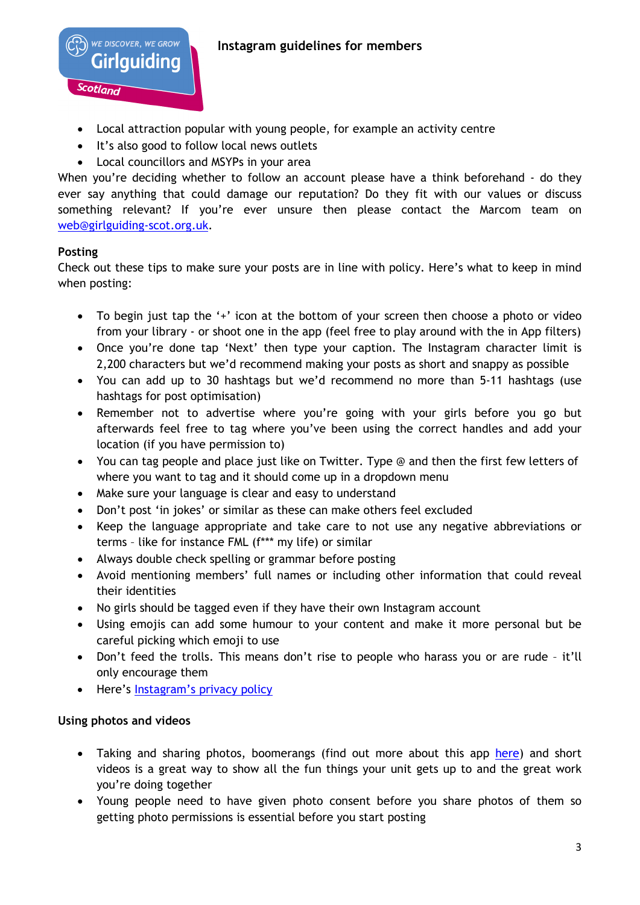- Local attraction popular with young people, for example an activity centre
- It's also good to follow local news outlets
- Local councillors and MSYPs in your area

When you're deciding whether to follow an account please have a think beforehand - do they ever say anything that could damage our reputation? Do they fit with our values or discuss something relevant? If you're ever unsure then please contact the Marcom team on web@girlguiding-scot.org.uk.

**Posting**

Check out these tips to make sure your posts are in line with policy. Here's what to keep in mind when posting:

- To begin just tap the '+' icon at the bottom of your screen then choose a photo or video from your library - or shoot one in the app (feel free to play around with the in App filters)
- Once you're done tap 'Next' then type your caption. The Instagram character limit is 2,200 characters but we'd recommend making your posts as short and snappy as possible
- You can add up to 30 hashtags but we'd recommend no more than 5-11 hashtags (use hashtags for post optimisation)
- Remember not to advertise where you're going with your girls before you go but afterwards feel free to tag where you've been using the correct handles and add your location (if you have permission to)
- You can tag people and place just like on Twitter. Type @ and then the first few letters of where you want to tag and it should come up in a dropdown menu
- Make sure your language is clear and easy to understand
- Don't post 'in jokes' or similar as these can make others feel excluded
- Keep the language appropriate and take care to not use any negative abbreviations or terms – like for instance FML (f*** my life) or similar
- Always double check spelling or grammar before posting
- Avoid mentioning members' full names or including other information that could reveal their identities
- No girls should be tagged even if they have their own Instagram account
- Using emojis can add some humour to your content and make it more personal but be careful picking which emoji to use
- Don't feed the trolls. This means don't rise to people who harass you or are rude – it'll only encourage them
- Here's Instagram's privacy policy

**Using photos and videos**

- Taking and sharing photos, boomerangs (find out more about this app here) and short videos is a great way to show all the fun things your unit gets up to and the great work you're doing together
- Young people need to have given photo consent before you share photos of them so getting photo permissions is essential before you start posting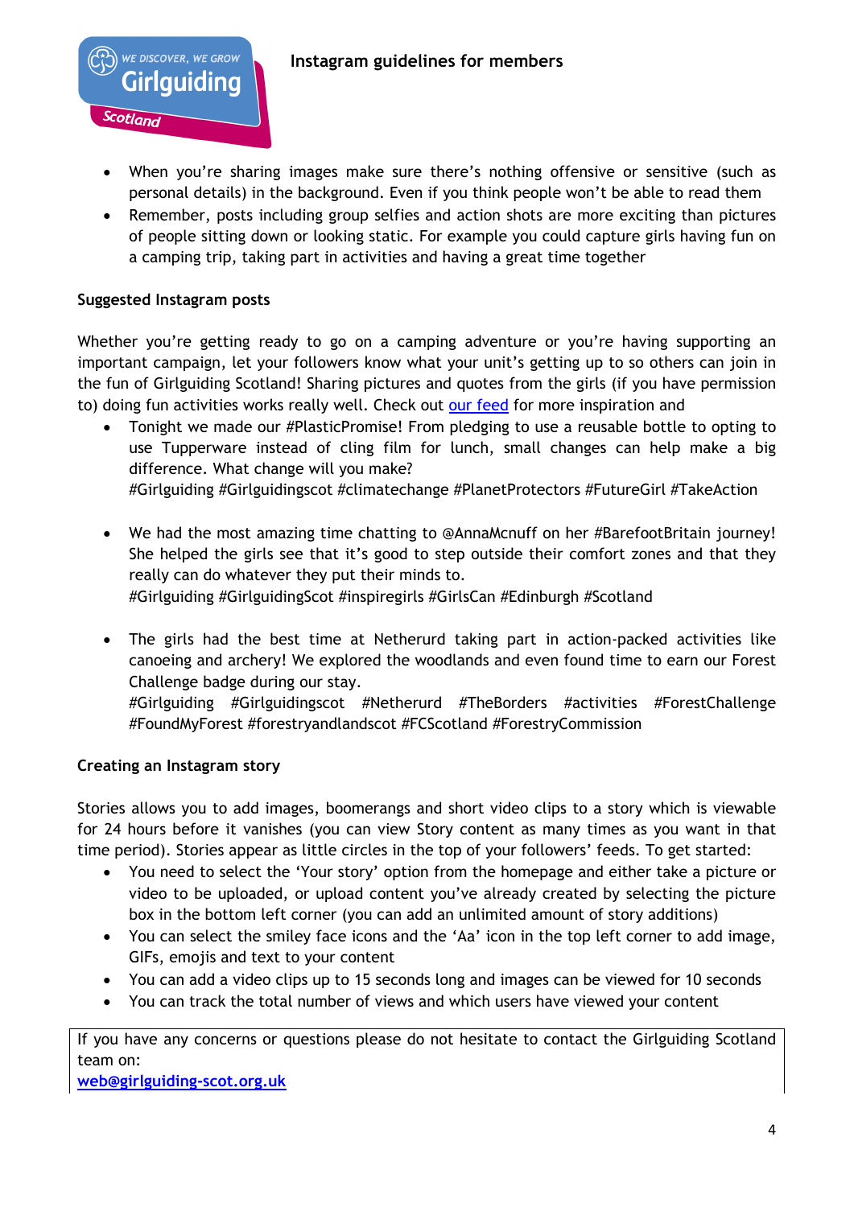- When you're sharing images make sure there's nothing offensive or sensitive (such as personal details) in the background. Even if you think people won't be able to read them
- Remember, posts including group selfies and action shots are more exciting than pictures of people sitting down or looking static. For example you could capture girls having fun on a camping trip, taking part in activities and having a great time together

**Suggested Instagram posts**

Whether you're getting ready to go on a camping adventure or you're having supporting an important campaign, let your followers know what your unit's getting up to so others can join in the fun of Girlguiding Scotland! Sharing pictures and quotes from the girls (if you have permission to) doing fun activities works really well. Check out [our feed] for more inspiration and

- Tonight we made our #PlasticPromise! From pledging to use a reusable bottle to opting to use Tupperware instead of cling film for lunch, small changes can help make a big difference. What change will you make?
  #Girlguiding #Girlguidingscot #climatechange #PlanetProtectors #FutureGirl #TakeAction

- We had the most amazing time chatting to @AnnaMcnuff on her #BarefootBritain journey! She helped the girls see that it's good to step outside their comfort zones and that they really can do whatever they put their minds to.
  #Girlguiding #GirlguidingScot #inspiregirls #GirlsCan #Edinburgh #Scotland

- The girls had the best time at Netherurd taking part in action-packed activities like canoeing and archery! We explored the woodlands and even found time to earn our Forest Challenge badge during our stay.
  #Girlguiding #Girlguidingscot #Netherurd #TheBorders #activities #ForestChallenge #FoundMyForest #forestryandlandscot #FCScotland #ForestryCommission

**Creating an Instagram story**

Stories allows you to add images, boomerangs and short video clips to a story which is viewable for 24 hours before it vanishes (you can view Story content as many times as you want in that time period). Stories appear as little circles in the top of your followers' feeds. To get started:

- You need to select the 'Your story' option from the homepage and either take a picture or video to be uploaded, or upload content you've already created by selecting the picture box in the bottom left corner (you can add an unlimited amount of story additions)
- You can select the smiley face icons and the 'Aa' icon in the top left corner to add image, GIFs, emojis and text to your content
- You can add a video clips up to 15 seconds long and images can be viewed for 10 seconds
- You can track the total number of views and which users have viewed your content

If you have any concerns or questions please do not hesitate to contact the Girlguiding Scotland team on:
**web@girlguiding-scot.org.uk**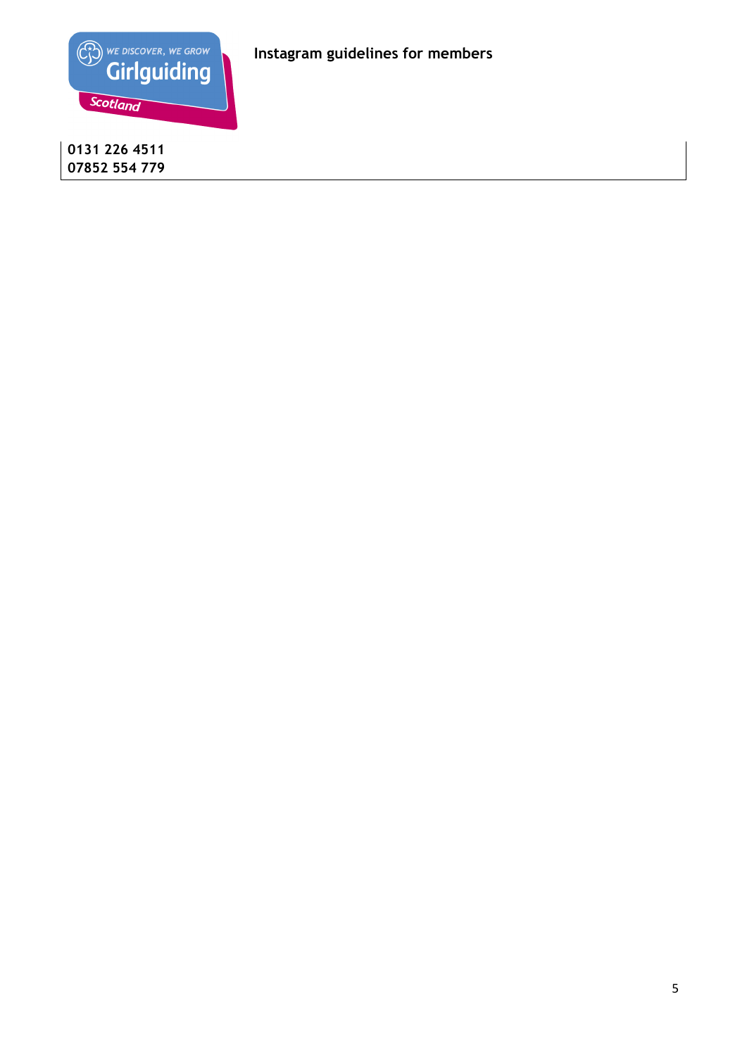**0131 226 4511**
**07852 554 779**